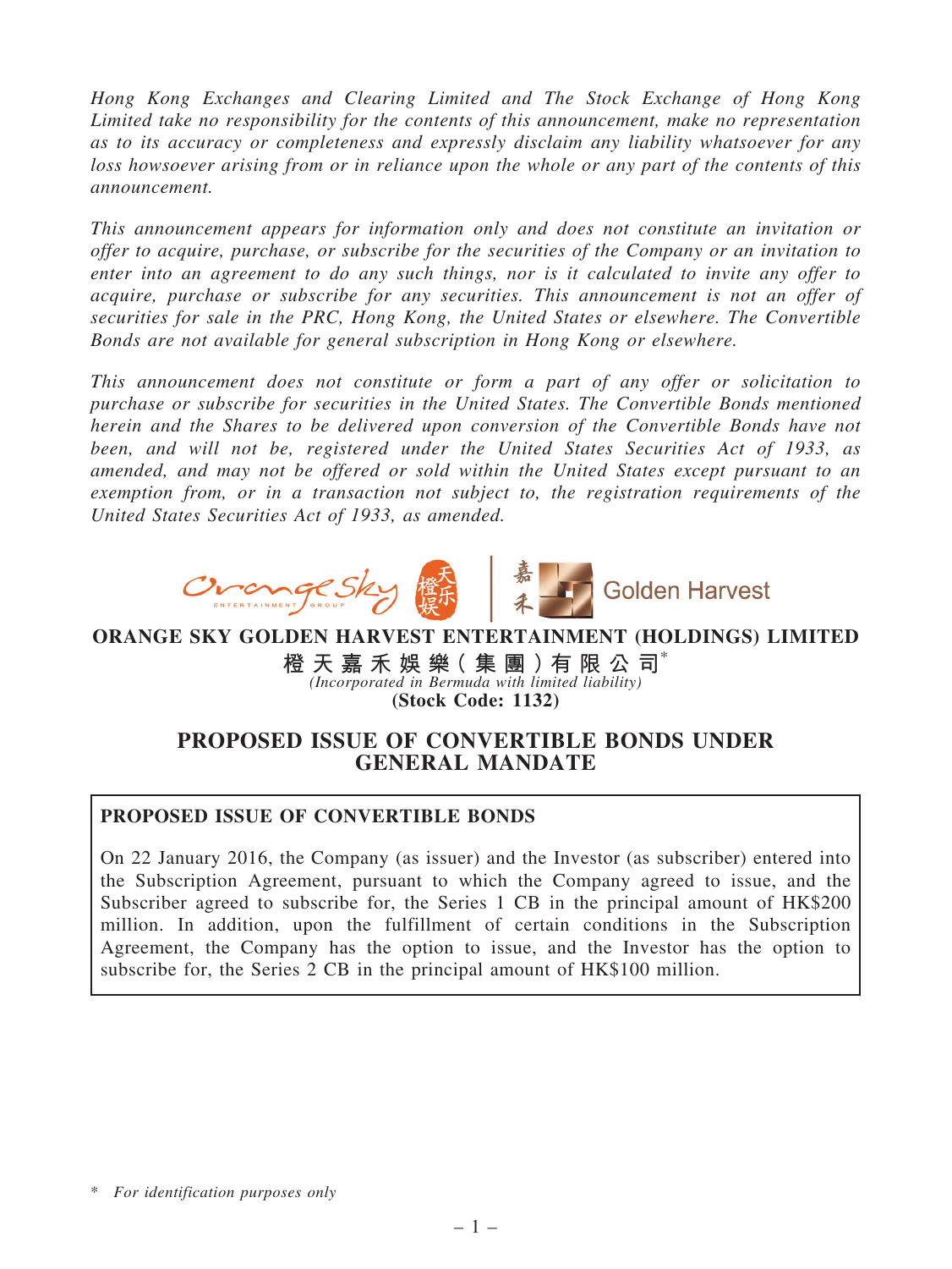*Hong Kong Exchanges and Clearing Limited and The Stock Exchange of Hong Kong Limited take no responsibility for the contents of this announcement, make no representation as to its accuracy or completeness and expressly disclaim any liability whatsoever for any loss howsoever arising from or in reliance upon the whole or any part of the contents of this announcement.*

*This announcement appears for information only and does not constitute an invitation or offer to acquire, purchase, or subscribe for the securities of the Company or an invitation to enter into an agreement to do any such things, nor is it calculated to invite any offer to acquire, purchase or subscribe for any securities. This announcement is not an offer of securities for sale in the PRC, Hong Kong, the United States or elsewhere. The Convertible Bonds are not available for general subscription in Hong Kong or elsewhere.*

*This announcement does not constitute or form a part of any offer or solicitation to purchase or subscribe for securities in the United States. The Convertible Bonds mentioned herein and the Shares to be delivered upon conversion of the Convertible Bonds have not been, and will not be, registered under the United States Securities Act of 1933, as amended, and may not be offered or sold within the United States except pursuant to an exemption from, or in a transaction not subject to, the registration requirements of the United States Securities Act of 1933, as amended.*

**ORANGE SKY GOLDEN HARVEST ENTERTAINMENT (HOLDINGS) LIMITED**

**橙天嘉禾娛樂(集團)有限公司***

*(Incorporated in Bermuda with limited liability)*

**(Stock Code: 1132)**

# PROPOSED ISSUE OF CONVERTIBLE BONDS UNDER GENERAL MANDATE

## PROPOSED ISSUE OF CONVERTIBLE BONDS

On 22 January 2016, the Company (as issuer) and the Investor (as subscriber) entered into the Subscription Agreement, pursuant to which the Company agreed to issue, and the Subscriber agreed to subscribe for, the Series 1 CB in the principal amount of HK$200 million. In addition, upon the fulfillment of certain conditions in the Subscription Agreement, the Company has the option to issue, and the Investor has the option to subscribe for, the Series 2 CB in the principal amount of HK$100 million.

\* *For identification purposes only*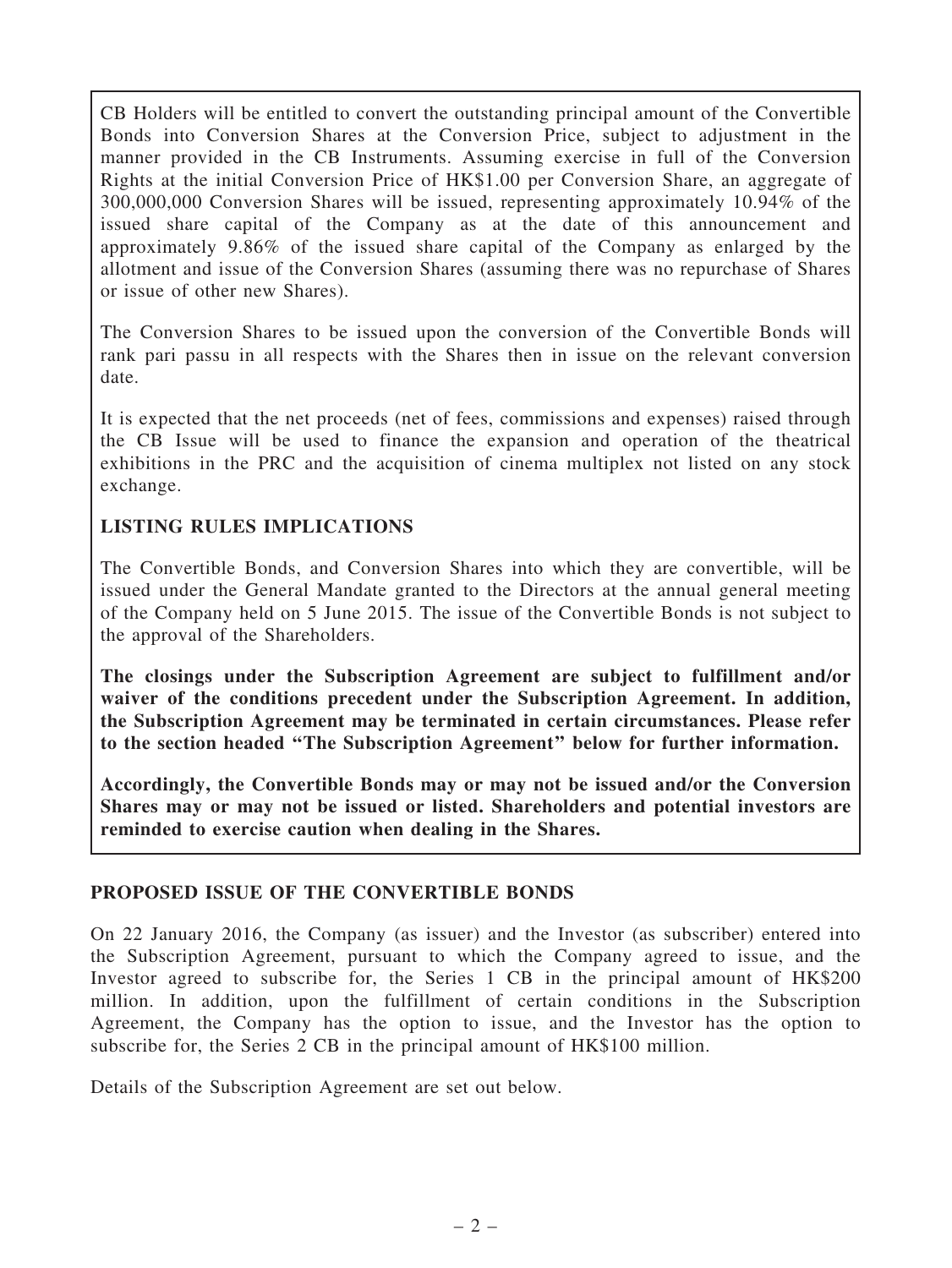CB Holders will be entitled to convert the outstanding principal amount of the Convertible Bonds into Conversion Shares at the Conversion Price, subject to adjustment in the manner provided in the CB Instruments. Assuming exercise in full of the Conversion Rights at the initial Conversion Price of HK$1.00 per Conversion Share, an aggregate of 300,000,000 Conversion Shares will be issued, representing approximately 10.94% of the issued share capital of the Company as at the date of this announcement and approximately 9.86% of the issued share capital of the Company as enlarged by the allotment and issue of the Conversion Shares (assuming there was no repurchase of Shares or issue of other new Shares).

The Conversion Shares to be issued upon the conversion of the Convertible Bonds will rank pari passu in all respects with the Shares then in issue on the relevant conversion date.

It is expected that the net proceeds (net of fees, commissions and expenses) raised through the CB Issue will be used to finance the expansion and operation of the theatrical exhibitions in the PRC and the acquisition of cinema multiplex not listed on any stock exchange.

**LISTING RULES IMPLICATIONS**

The Convertible Bonds, and Conversion Shares into which they are convertible, will be issued under the General Mandate granted to the Directors at the annual general meeting of the Company held on 5 June 2015. The issue of the Convertible Bonds is not subject to the approval of the Shareholders.

**The closings under the Subscription Agreement are subject to fulfillment and/or waiver of the conditions precedent under the Subscription Agreement. In addition, the Subscription Agreement may be terminated in certain circumstances. Please refer to the section headed "The Subscription Agreement" below for further information.**

**Accordingly, the Convertible Bonds may or may not be issued and/or the Conversion Shares may or may not be issued or listed. Shareholders and potential investors are reminded to exercise caution when dealing in the Shares.**

## PROPOSED ISSUE OF THE CONVERTIBLE BONDS

On 22 January 2016, the Company (as issuer) and the Investor (as subscriber) entered into the Subscription Agreement, pursuant to which the Company agreed to issue, and the Investor agreed to subscribe for, the Series 1 CB in the principal amount of HK$200 million. In addition, upon the fulfillment of certain conditions in the Subscription Agreement, the Company has the option to issue, and the Investor has the option to subscribe for, the Series 2 CB in the principal amount of HK$100 million.

Details of the Subscription Agreement are set out below.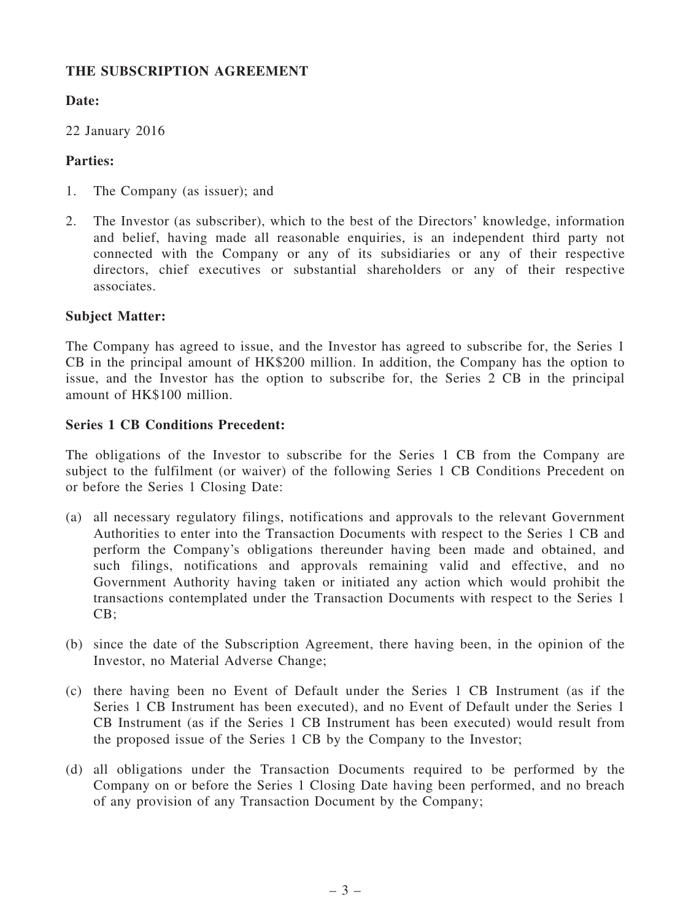## THE SUBSCRIPTION AGREEMENT

**Date:**

22 January 2016

**Parties:**

1. The Company (as issuer); and
2. The Investor (as subscriber), which to the best of the Directors' knowledge, information and belief, having made all reasonable enquiries, is an independent third party not connected with the Company or any of its subsidiaries or any of their respective directors, chief executives or substantial shareholders or any of their respective associates.

**Subject Matter:**

The Company has agreed to issue, and the Investor has agreed to subscribe for, the Series 1 CB in the principal amount of HK$200 million. In addition, the Company has the option to issue, and the Investor has the option to subscribe for, the Series 2 CB in the principal amount of HK$100 million.

**Series 1 CB Conditions Precedent:**

The obligations of the Investor to subscribe for the Series 1 CB from the Company are subject to the fulfilment (or waiver) of the following Series 1 CB Conditions Precedent on or before the Series 1 Closing Date:

(a) all necessary regulatory filings, notifications and approvals to the relevant Government Authorities to enter into the Transaction Documents with respect to the Series 1 CB and perform the Company's obligations thereunder having been made and obtained, and such filings, notifications and approvals remaining valid and effective, and no Government Authority having taken or initiated any action which would prohibit the transactions contemplated under the Transaction Documents with respect to the Series 1 CB;

(b) since the date of the Subscription Agreement, there having been, in the opinion of the Investor, no Material Adverse Change;

(c) there having been no Event of Default under the Series 1 CB Instrument (as if the Series 1 CB Instrument has been executed), and no Event of Default under the Series 1 CB Instrument (as if the Series 1 CB Instrument has been executed) would result from the proposed issue of the Series 1 CB by the Company to the Investor;

(d) all obligations under the Transaction Documents required to be performed by the Company on or before the Series 1 Closing Date having been performed, and no breach of any provision of any Transaction Document by the Company;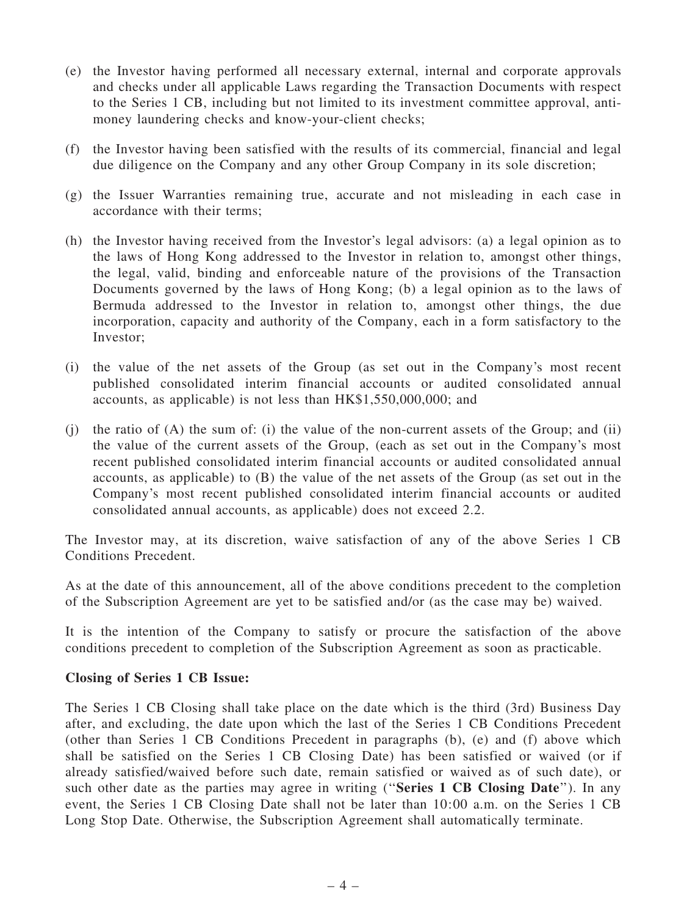(e) the Investor having performed all necessary external, internal and corporate approvals and checks under all applicable Laws regarding the Transaction Documents with respect to the Series 1 CB, including but not limited to its investment committee approval, anti-money laundering checks and know-your-client checks;

(f) the Investor having been satisfied with the results of its commercial, financial and legal due diligence on the Company and any other Group Company in its sole discretion;

(g) the Issuer Warranties remaining true, accurate and not misleading in each case in accordance with their terms;

(h) the Investor having received from the Investor's legal advisors: (a) a legal opinion as to the laws of Hong Kong addressed to the Investor in relation to, amongst other things, the legal, valid, binding and enforceable nature of the provisions of the Transaction Documents governed by the laws of Hong Kong; (b) a legal opinion as to the laws of Bermuda addressed to the Investor in relation to, amongst other things, the due incorporation, capacity and authority of the Company, each in a form satisfactory to the Investor;

(i) the value of the net assets of the Group (as set out in the Company's most recent published consolidated interim financial accounts or audited consolidated annual accounts, as applicable) is not less than HK$1,550,000,000; and

(j) the ratio of (A) the sum of: (i) the value of the non-current assets of the Group; and (ii) the value of the current assets of the Group, (each as set out in the Company's most recent published consolidated interim financial accounts or audited consolidated annual accounts, as applicable) to (B) the value of the net assets of the Group (as set out in the Company's most recent published consolidated interim financial accounts or audited consolidated annual accounts, as applicable) does not exceed 2.2.

The Investor may, at its discretion, waive satisfaction of any of the above Series 1 CB Conditions Precedent.

As at the date of this announcement, all of the above conditions precedent to the completion of the Subscription Agreement are yet to be satisfied and/or (as the case may be) waived.

It is the intention of the Company to satisfy or procure the satisfaction of the above conditions precedent to completion of the Subscription Agreement as soon as practicable.

**Closing of Series 1 CB Issue:**

The Series 1 CB Closing shall take place on the date which is the third (3rd) Business Day after, and excluding, the date upon which the last of the Series 1 CB Conditions Precedent (other than Series 1 CB Conditions Precedent in paragraphs (b), (e) and (f) above which shall be satisfied on the Series 1 CB Closing Date) has been satisfied or waived (or if already satisfied/waived before such date, remain satisfied or waived as of such date), or such other date as the parties may agree in writing ("**Series 1 CB Closing Date**"). In any event, the Series 1 CB Closing Date shall not be later than 10:00 a.m. on the Series 1 CB Long Stop Date. Otherwise, the Subscription Agreement shall automatically terminate.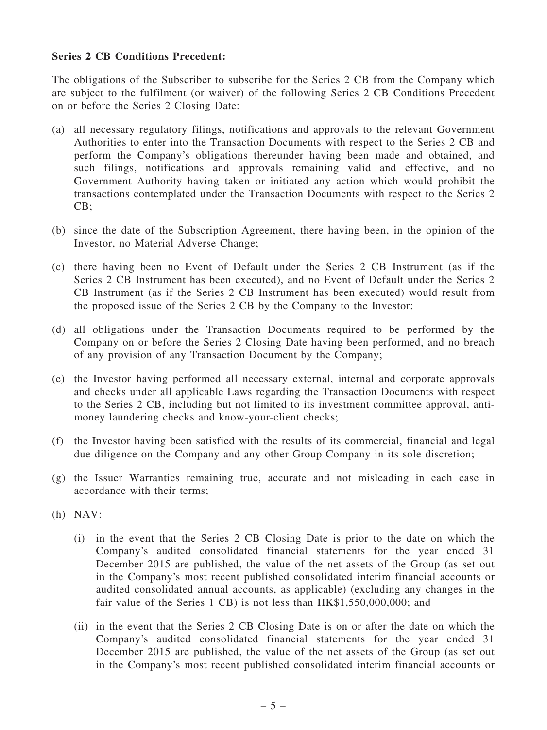**Series 2 CB Conditions Precedent:**

The obligations of the Subscriber to subscribe for the Series 2 CB from the Company which are subject to the fulfilment (or waiver) of the following Series 2 CB Conditions Precedent on or before the Series 2 Closing Date:

(a) all necessary regulatory filings, notifications and approvals to the relevant Government Authorities to enter into the Transaction Documents with respect to the Series 2 CB and perform the Company's obligations thereunder having been made and obtained, and such filings, notifications and approvals remaining valid and effective, and no Government Authority having taken or initiated any action which would prohibit the transactions contemplated under the Transaction Documents with respect to the Series 2 CB;

(b) since the date of the Subscription Agreement, there having been, in the opinion of the Investor, no Material Adverse Change;

(c) there having been no Event of Default under the Series 2 CB Instrument (as if the Series 2 CB Instrument has been executed), and no Event of Default under the Series 2 CB Instrument (as if the Series 2 CB Instrument has been executed) would result from the proposed issue of the Series 2 CB by the Company to the Investor;

(d) all obligations under the Transaction Documents required to be performed by the Company on or before the Series 2 Closing Date having been performed, and no breach of any provision of any Transaction Document by the Company;

(e) the Investor having performed all necessary external, internal and corporate approvals and checks under all applicable Laws regarding the Transaction Documents with respect to the Series 2 CB, including but not limited to its investment committee approval, anti-money laundering checks and know-your-client checks;

(f) the Investor having been satisfied with the results of its commercial, financial and legal due diligence on the Company and any other Group Company in its sole discretion;

(g) the Issuer Warranties remaining true, accurate and not misleading in each case in accordance with their terms;

(h) NAV:

   (i) in the event that the Series 2 CB Closing Date is prior to the date on which the Company's audited consolidated financial statements for the year ended 31 December 2015 are published, the value of the net assets of the Group (as set out in the Company's most recent published consolidated interim financial accounts or audited consolidated annual accounts, as applicable) (excluding any changes in the fair value of the Series 1 CB) is not less than HK$1,550,000,000; and

   (ii) in the event that the Series 2 CB Closing Date is on or after the date on which the Company's audited consolidated financial statements for the year ended 31 December 2015 are published, the value of the net assets of the Group (as set out in the Company's most recent published consolidated interim financial accounts or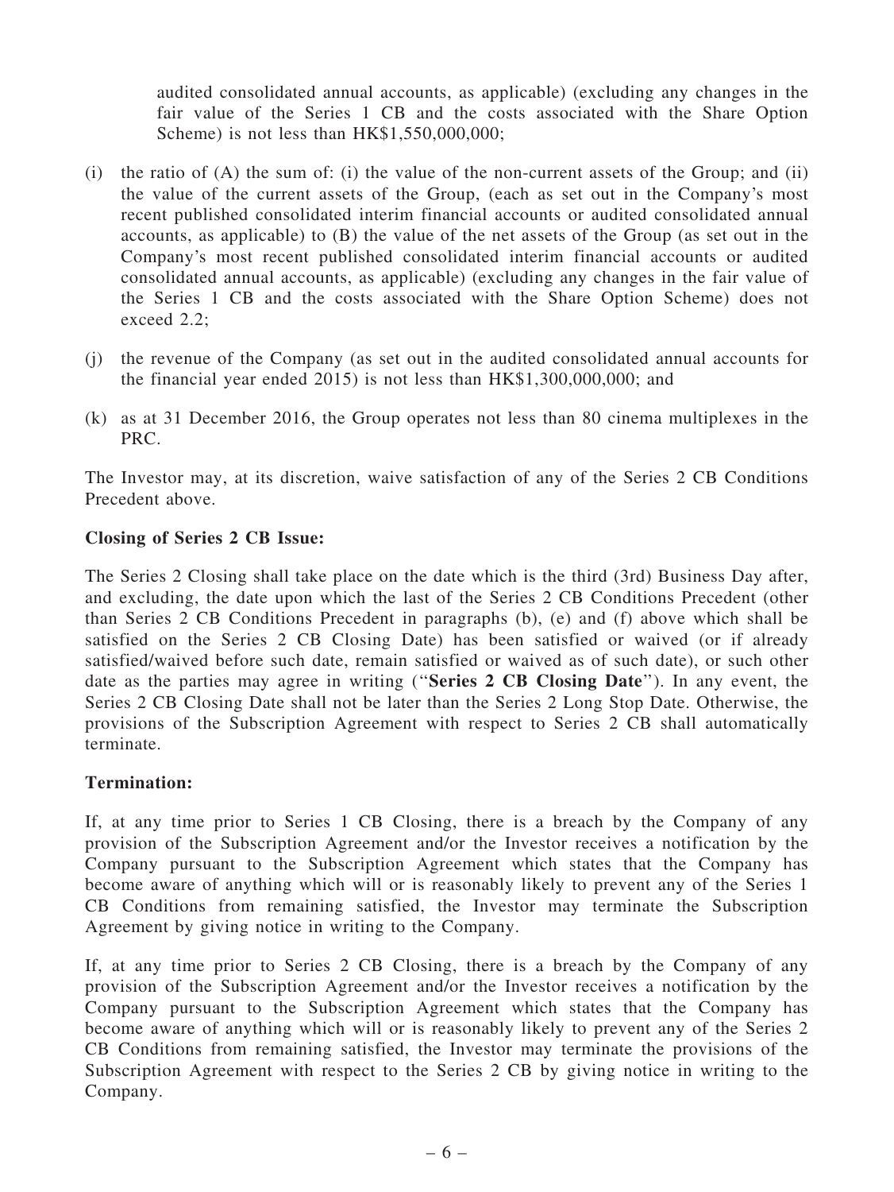audited consolidated annual accounts, as applicable) (excluding any changes in the fair value of the Series 1 CB and the costs associated with the Share Option Scheme) is not less than HK$1,550,000,000;

(i) the ratio of (A) the sum of: (i) the value of the non-current assets of the Group; and (ii) the value of the current assets of the Group, (each as set out in the Company's most recent published consolidated interim financial accounts or audited consolidated annual accounts, as applicable) to (B) the value of the net assets of the Group (as set out in the Company's most recent published consolidated interim financial accounts or audited consolidated annual accounts, as applicable) (excluding any changes in the fair value of the Series 1 CB and the costs associated with the Share Option Scheme) does not exceed 2.2;

(j) the revenue of the Company (as set out in the audited consolidated annual accounts for the financial year ended 2015) is not less than HK$1,300,000,000; and

(k) as at 31 December 2016, the Group operates not less than 80 cinema multiplexes in the PRC.

The Investor may, at its discretion, waive satisfaction of any of the Series 2 CB Conditions Precedent above.

**Closing of Series 2 CB Issue:**

The Series 2 Closing shall take place on the date which is the third (3rd) Business Day after, and excluding, the date upon which the last of the Series 2 CB Conditions Precedent (other than Series 2 CB Conditions Precedent in paragraphs (b), (e) and (f) above which shall be satisfied on the Series 2 CB Closing Date) has been satisfied or waived (or if already satisfied/waived before such date, remain satisfied or waived as of such date), or such other date as the parties may agree in writing ("**Series 2 CB Closing Date**"). In any event, the Series 2 CB Closing Date shall not be later than the Series 2 Long Stop Date. Otherwise, the provisions of the Subscription Agreement with respect to Series 2 CB shall automatically terminate.

**Termination:**

If, at any time prior to Series 1 CB Closing, there is a breach by the Company of any provision of the Subscription Agreement and/or the Investor receives a notification by the Company pursuant to the Subscription Agreement which states that the Company has become aware of anything which will or is reasonably likely to prevent any of the Series 1 CB Conditions from remaining satisfied, the Investor may terminate the Subscription Agreement by giving notice in writing to the Company.

If, at any time prior to Series 2 CB Closing, there is a breach by the Company of any provision of the Subscription Agreement and/or the Investor receives a notification by the Company pursuant to the Subscription Agreement which states that the Company has become aware of anything which will or is reasonably likely to prevent any of the Series 2 CB Conditions from remaining satisfied, the Investor may terminate the provisions of the Subscription Agreement with respect to the Series 2 CB by giving notice in writing to the Company.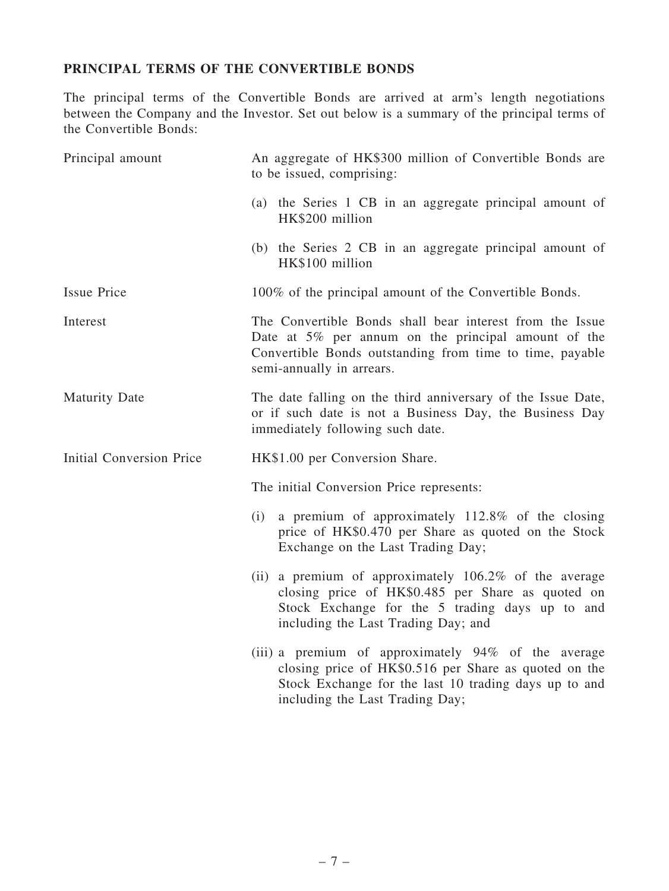## PRINCIPAL TERMS OF THE CONVERTIBLE BONDS

The principal terms of the Convertible Bonds are arrived at arm's length negotiations between the Company and the Investor. Set out below is a summary of the principal terms of the Convertible Bonds:

| | |
|---|---|
| Principal amount | An aggregate of HK$300 million of Convertible Bonds are to be issued, comprising:<br><br>(a) the Series 1 CB in an aggregate principal amount of HK$200 million<br><br>(b) the Series 2 CB in an aggregate principal amount of HK$100 million |
| Issue Price | 100% of the principal amount of the Convertible Bonds. |
| Interest | The Convertible Bonds shall bear interest from the Issue Date at 5% per annum on the principal amount of the Convertible Bonds outstanding from time to time, payable semi-annually in arrears. |
| Maturity Date | The date falling on the third anniversary of the Issue Date, or if such date is not a Business Day, the Business Day immediately following such date. |
| Initial Conversion Price | HK$1.00 per Conversion Share.<br><br>The initial Conversion Price represents:<br><br>(i) a premium of approximately 112.8% of the closing price of HK$0.470 per Share as quoted on the Stock Exchange on the Last Trading Day;<br><br>(ii) a premium of approximately 106.2% of the average closing price of HK$0.485 per Share as quoted on Stock Exchange for the 5 trading days up to and including the Last Trading Day; and<br><br>(iii) a premium of approximately 94% of the average closing price of HK$0.516 per Share as quoted on the Stock Exchange for the last 10 trading days up to and including the Last Trading Day; |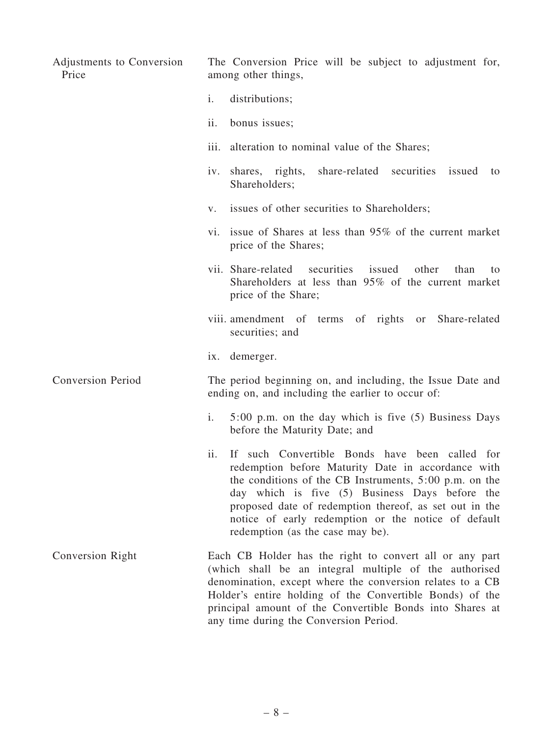| | |
|---|---|
| Adjustments to Conversion Price | The Conversion Price will be subject to adjustment for, among other things,<br><br>i. distributions;<br><br>ii. bonus issues;<br><br>iii. alteration to nominal value of the Shares;<br><br>iv. shares, rights, share-related securities issued to Shareholders;<br><br>v. issues of other securities to Shareholders;<br><br>vi. issue of Shares at less than 95% of the current market price of the Shares;<br><br>vii. Share-related securities issued other than to Shareholders at less than 95% of the current market price of the Share;<br><br>viii. amendment of terms of rights or Share-related securities; and<br><br>ix. demerger. |
| Conversion Period | The period beginning on, and including, the Issue Date and ending on, and including the earlier to occur of:<br><br>i. 5:00 p.m. on the day which is five (5) Business Days before the Maturity Date; and<br><br>ii. If such Convertible Bonds have been called for redemption before Maturity Date in accordance with the conditions of the CB Instruments, 5:00 p.m. on the day which is five (5) Business Days before the proposed date of redemption thereof, as set out in the notice of early redemption or the notice of default redemption (as the case may be). |
| Conversion Right | Each CB Holder has the right to convert all or any part (which shall be an integral multiple of the authorised denomination, except where the conversion relates to a CB Holder's entire holding of the Convertible Bonds) of the principal amount of the Convertible Bonds into Shares at any time during the Conversion Period. |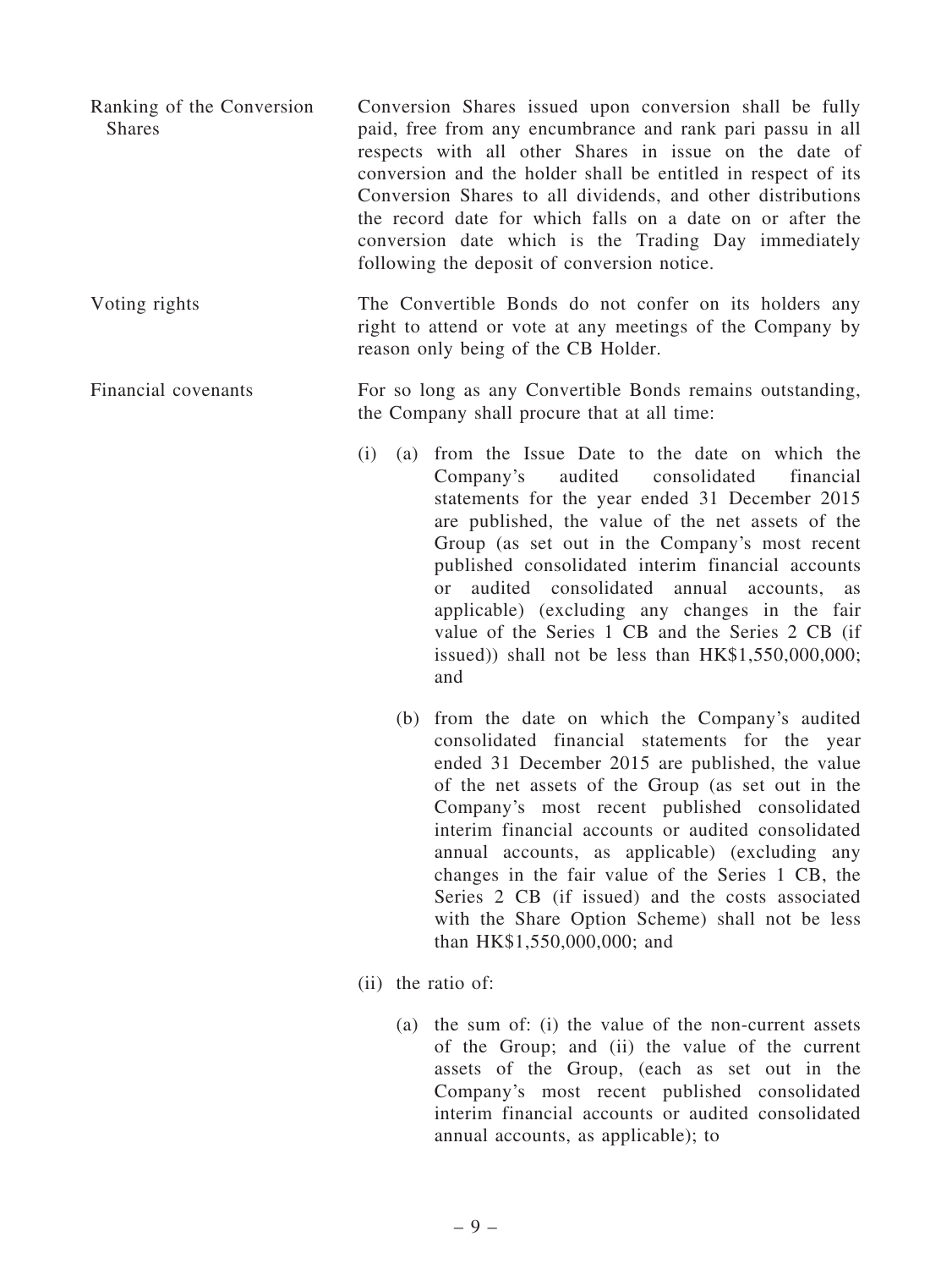| | |
|---|---|
| Ranking of the Conversion Shares | Conversion Shares issued upon conversion shall be fully paid, free from any encumbrance and rank pari passu in all respects with all other Shares in issue on the date of conversion and the holder shall be entitled in respect of its Conversion Shares to all dividends, and other distributions the record date for which falls on a date on or after the conversion date which is the Trading Day immediately following the deposit of conversion notice. |
| Voting rights | The Convertible Bonds do not confer on its holders any right to attend or vote at any meetings of the Company by reason only being of the CB Holder. |
| Financial covenants | For so long as any Convertible Bonds remains outstanding, the Company shall procure that at all time: |

(i) (a) from the Issue Date to the date on which the Company's audited consolidated financial statements for the year ended 31 December 2015 are published, the value of the net assets of the Group (as set out in the Company's most recent published consolidated interim financial accounts or audited consolidated annual accounts, as applicable) (excluding any changes in the fair value of the Series 1 CB and the Series 2 CB (if issued)) shall not be less than HK$1,550,000,000; and

(b) from the date on which the Company's audited consolidated financial statements for the year ended 31 December 2015 are published, the value of the net assets of the Group (as set out in the Company's most recent published consolidated interim financial accounts or audited consolidated annual accounts, as applicable) (excluding any changes in the fair value of the Series 1 CB, the Series 2 CB (if issued) and the costs associated with the Share Option Scheme) shall not be less than HK$1,550,000,000; and

(ii) the ratio of:

(a) the sum of: (i) the value of the non-current assets of the Group; and (ii) the value of the current assets of the Group, (each as set out in the Company's most recent published consolidated interim financial accounts or audited consolidated annual accounts, as applicable); to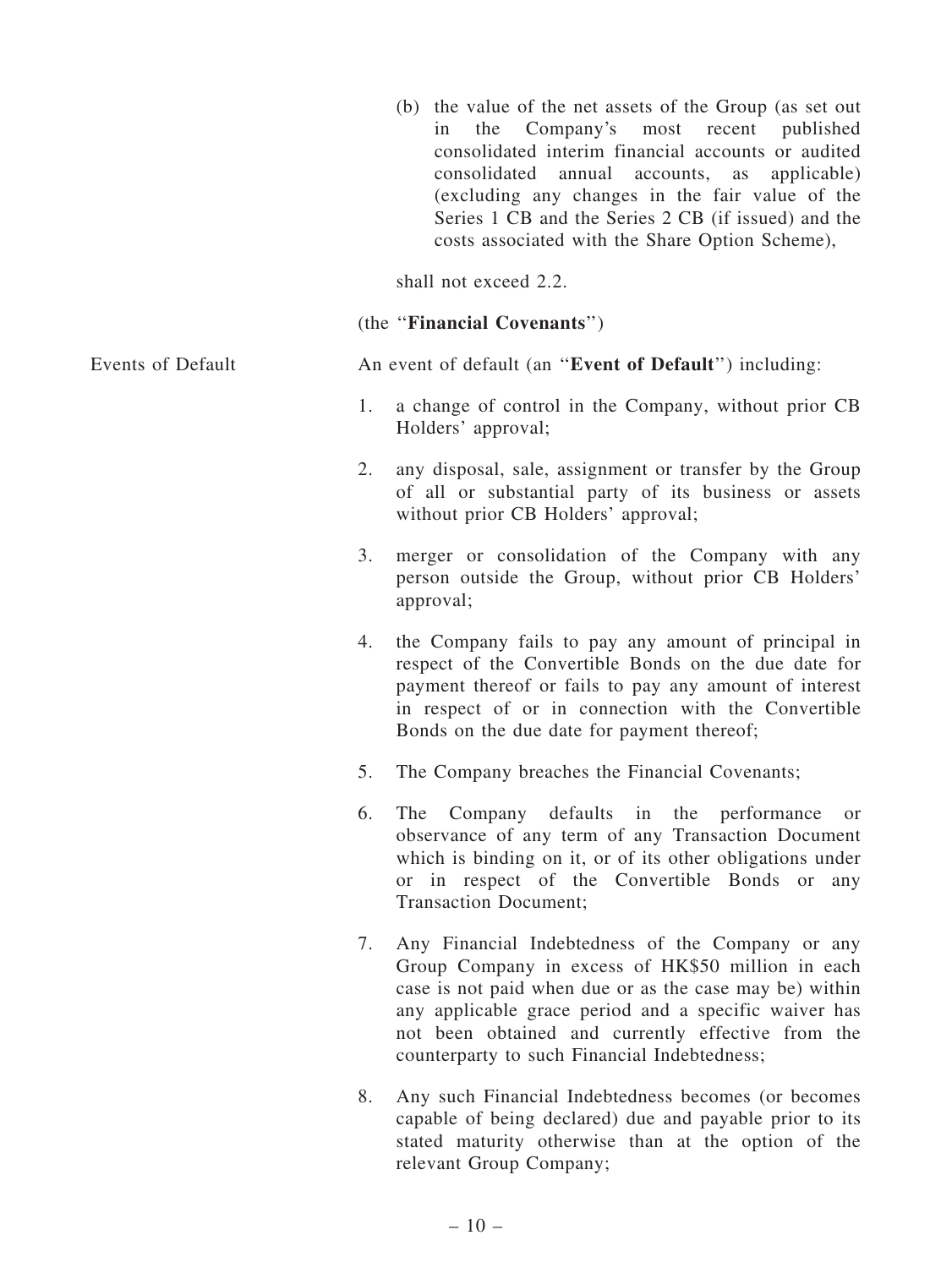(b) the value of the net assets of the Group (as set out in the Company's most recent published consolidated interim financial accounts or audited consolidated annual accounts, as applicable) (excluding any changes in the fair value of the Series 1 CB and the Series 2 CB (if issued) and the costs associated with the Share Option Scheme),

shall not exceed 2.2.

(the "**Financial Covenants**")

Events of Default

An event of default (an "**Event of Default**") including:

1. a change of control in the Company, without prior CB Holders' approval;
2. any disposal, sale, assignment or transfer by the Group of all or substantial party of its business or assets without prior CB Holders' approval;
3. merger or consolidation of the Company with any person outside the Group, without prior CB Holders' approval;
4. the Company fails to pay any amount of principal in respect of the Convertible Bonds on the due date for payment thereof or fails to pay any amount of interest in respect of or in connection with the Convertible Bonds on the due date for payment thereof;
5. The Company breaches the Financial Covenants;
6. The Company defaults in the performance or observance of any term of any Transaction Document which is binding on it, or of its other obligations under or in respect of the Convertible Bonds or any Transaction Document;
7. Any Financial Indebtedness of the Company or any Group Company in excess of HK$50 million in each case is not paid when due or as the case may be) within any applicable grace period and a specific waiver has not been obtained and currently effective from the counterparty to such Financial Indebtedness;
8. Any such Financial Indebtedness becomes (or becomes capable of being declared) due and payable prior to its stated maturity otherwise than at the option of the relevant Group Company;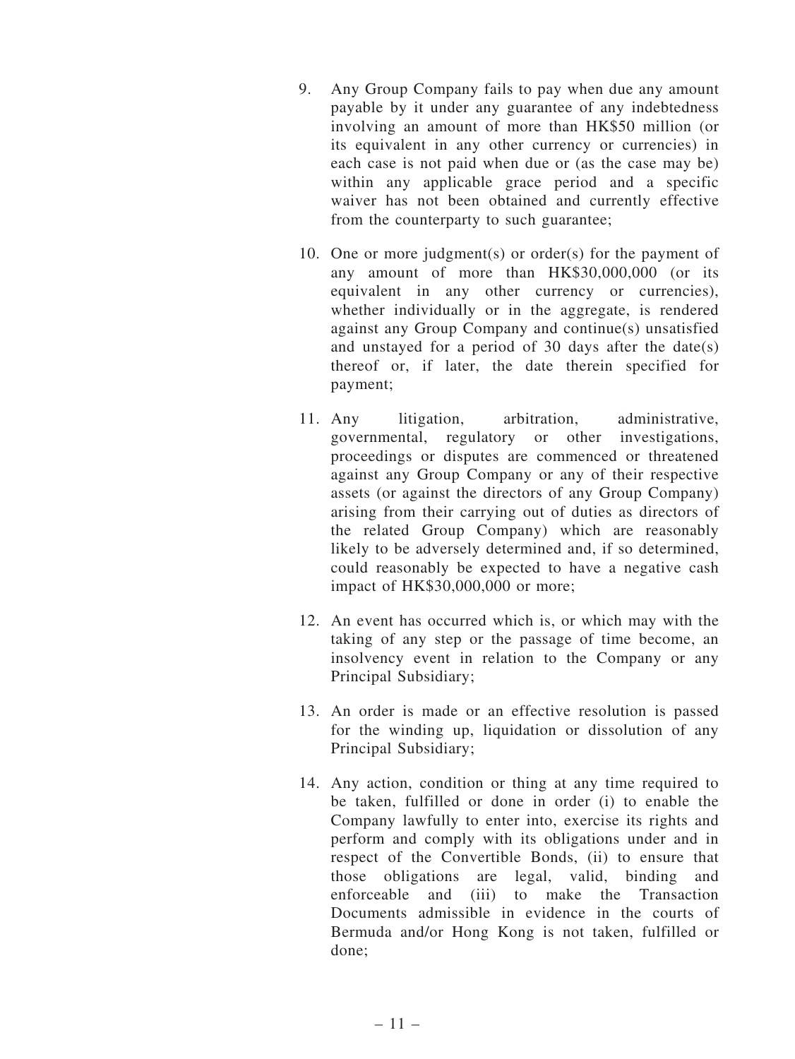9. Any Group Company fails to pay when due any amount payable by it under any guarantee of any indebtedness involving an amount of more than HK$50 million (or its equivalent in any other currency or currencies) in each case is not paid when due or (as the case may be) within any applicable grace period and a specific waiver has not been obtained and currently effective from the counterparty to such guarantee;

10. One or more judgment(s) or order(s) for the payment of any amount of more than HK$30,000,000 (or its equivalent in any other currency or currencies), whether individually or in the aggregate, is rendered against any Group Company and continue(s) unsatisfied and unstayed for a period of 30 days after the date(s) thereof or, if later, the date therein specified for payment;

11. Any litigation, arbitration, administrative, governmental, regulatory or other investigations, proceedings or disputes are commenced or threatened against any Group Company or any of their respective assets (or against the directors of any Group Company) arising from their carrying out of duties as directors of the related Group Company) which are reasonably likely to be adversely determined and, if so determined, could reasonably be expected to have a negative cash impact of HK$30,000,000 or more;

12. An event has occurred which is, or which may with the taking of any step or the passage of time become, an insolvency event in relation to the Company or any Principal Subsidiary;

13. An order is made or an effective resolution is passed for the winding up, liquidation or dissolution of any Principal Subsidiary;

14. Any action, condition or thing at any time required to be taken, fulfilled or done in order (i) to enable the Company lawfully to enter into, exercise its rights and perform and comply with its obligations under and in respect of the Convertible Bonds, (ii) to ensure that those obligations are legal, valid, binding and enforceable and (iii) to make the Transaction Documents admissible in evidence in the courts of Bermuda and/or Hong Kong is not taken, fulfilled or done;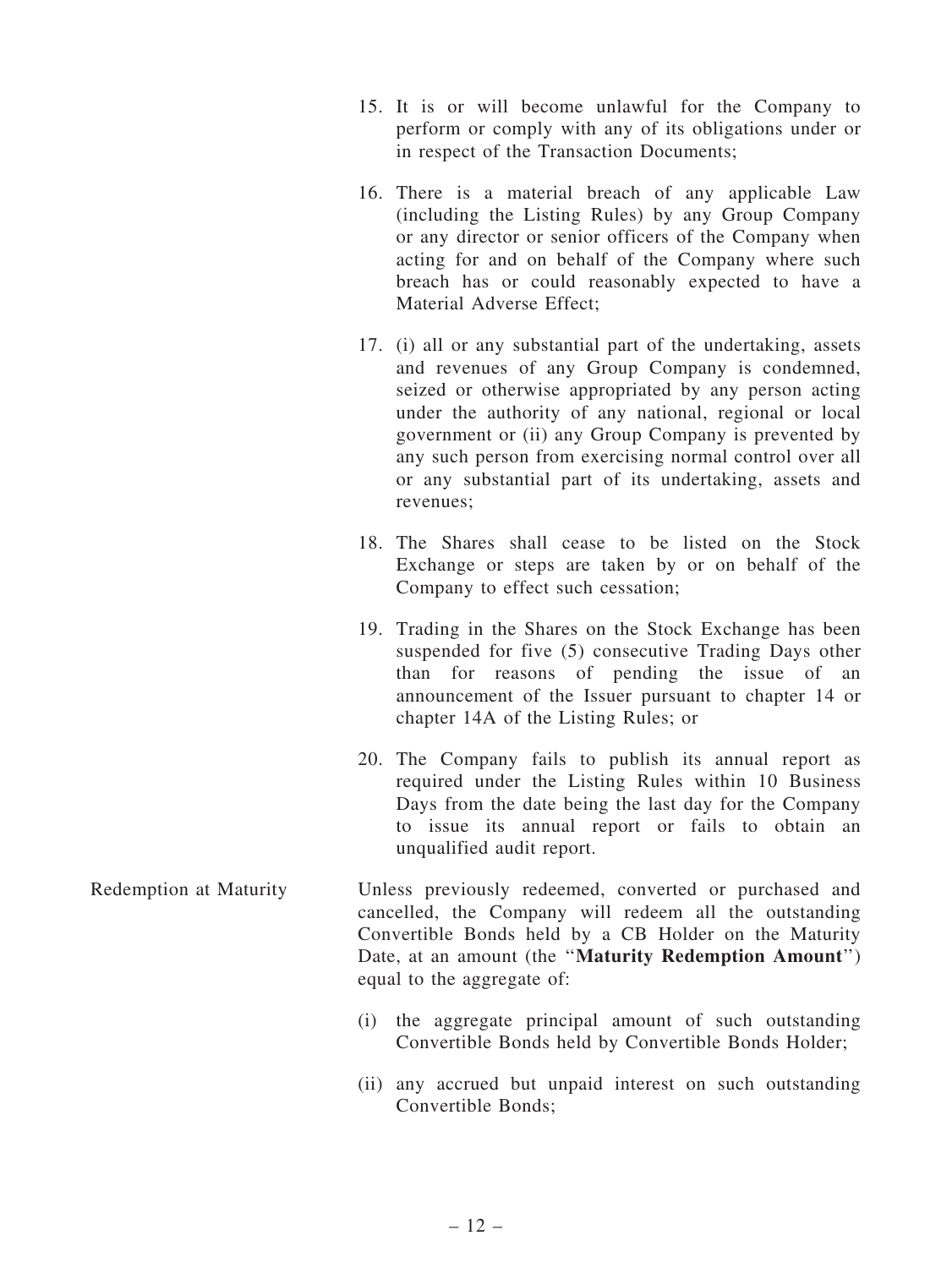15. It is or will become unlawful for the Company to perform or comply with any of its obligations under or in respect of the Transaction Documents;

16. There is a material breach of any applicable Law (including the Listing Rules) by any Group Company or any director or senior officers of the Company when acting for and on behalf of the Company where such breach has or could reasonably expected to have a Material Adverse Effect;

17. (i) all or any substantial part of the undertaking, assets and revenues of any Group Company is condemned, seized or otherwise appropriated by any person acting under the authority of any national, regional or local government or (ii) any Group Company is prevented by any such person from exercising normal control over all or any substantial part of its undertaking, assets and revenues;

18. The Shares shall cease to be listed on the Stock Exchange or steps are taken by or on behalf of the Company to effect such cessation;

19. Trading in the Shares on the Stock Exchange has been suspended for five (5) consecutive Trading Days other than for reasons of pending the issue of an announcement of the Issuer pursuant to chapter 14 or chapter 14A of the Listing Rules; or

20. The Company fails to publish its annual report as required under the Listing Rules within 10 Business Days from the date being the last day for the Company to issue its annual report or fails to obtain an unqualified audit report.

Redemption at Maturity

Unless previously redeemed, converted or purchased and cancelled, the Company will redeem all the outstanding Convertible Bonds held by a CB Holder on the Maturity Date, at an amount (the "**Maturity Redemption Amount**") equal to the aggregate of:

(i) the aggregate principal amount of such outstanding Convertible Bonds held by Convertible Bonds Holder;

(ii) any accrued but unpaid interest on such outstanding Convertible Bonds;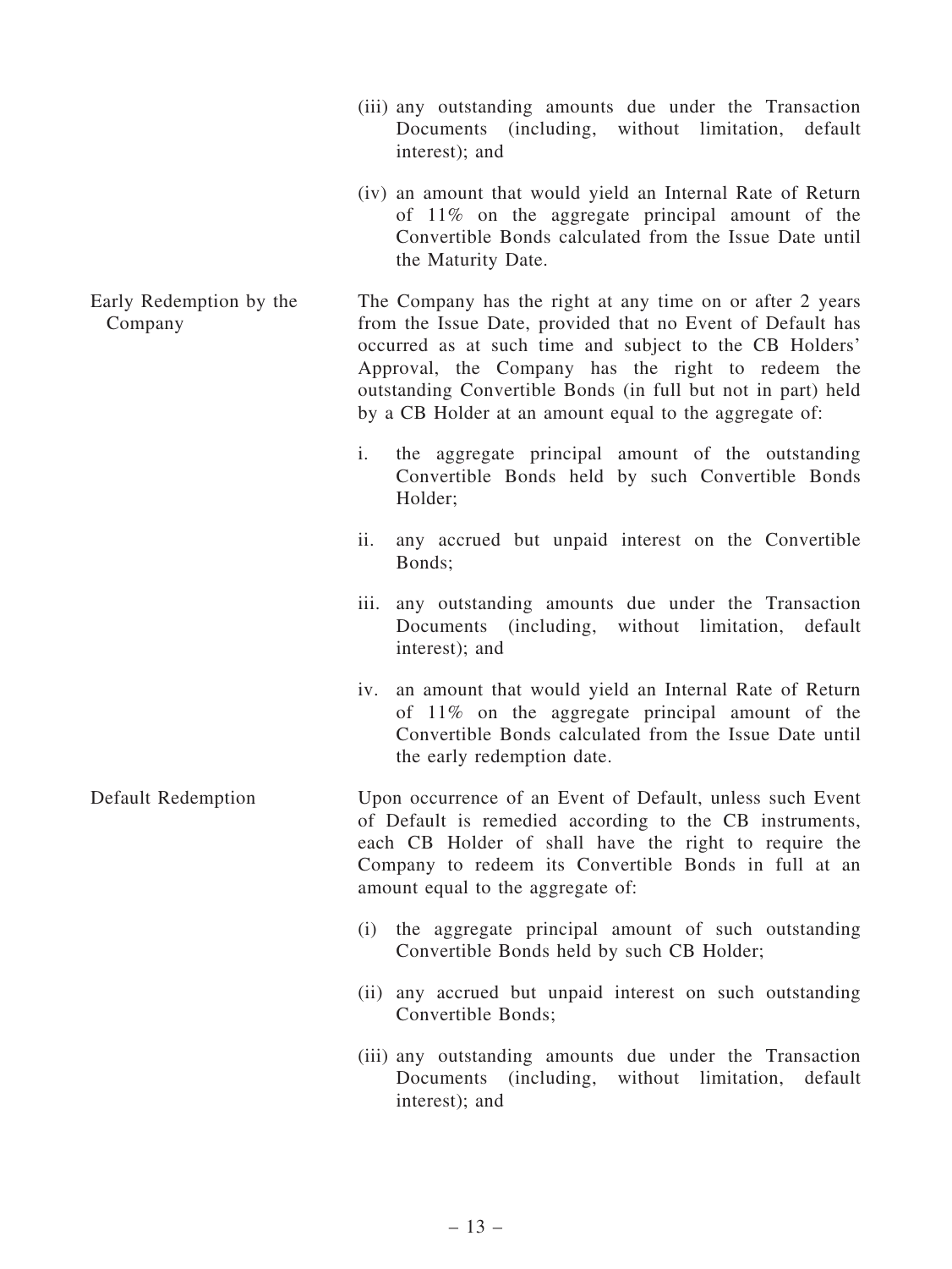(iii) any outstanding amounts due under the Transaction Documents (including, without limitation, default interest); and

(iv) an amount that would yield an Internal Rate of Return of 11% on the aggregate principal amount of the Convertible Bonds calculated from the Issue Date until the Maturity Date.

**Early Redemption by the Company**

The Company has the right at any time on or after 2 years from the Issue Date, provided that no Event of Default has occurred as at such time and subject to the CB Holders' Approval, the Company has the right to redeem the outstanding Convertible Bonds (in full but not in part) held by a CB Holder at an amount equal to the aggregate of:

i. the aggregate principal amount of the outstanding Convertible Bonds held by such Convertible Bonds Holder;

ii. any accrued but unpaid interest on the Convertible Bonds;

iii. any outstanding amounts due under the Transaction Documents (including, without limitation, default interest); and

iv. an amount that would yield an Internal Rate of Return of 11% on the aggregate principal amount of the Convertible Bonds calculated from the Issue Date until the early redemption date.

**Default Redemption**

Upon occurrence of an Event of Default, unless such Event of Default is remedied according to the CB instruments, each CB Holder of shall have the right to require the Company to redeem its Convertible Bonds in full at an amount equal to the aggregate of:

(i) the aggregate principal amount of such outstanding Convertible Bonds held by such CB Holder;

(ii) any accrued but unpaid interest on such outstanding Convertible Bonds;

(iii) any outstanding amounts due under the Transaction Documents (including, without limitation, default interest); and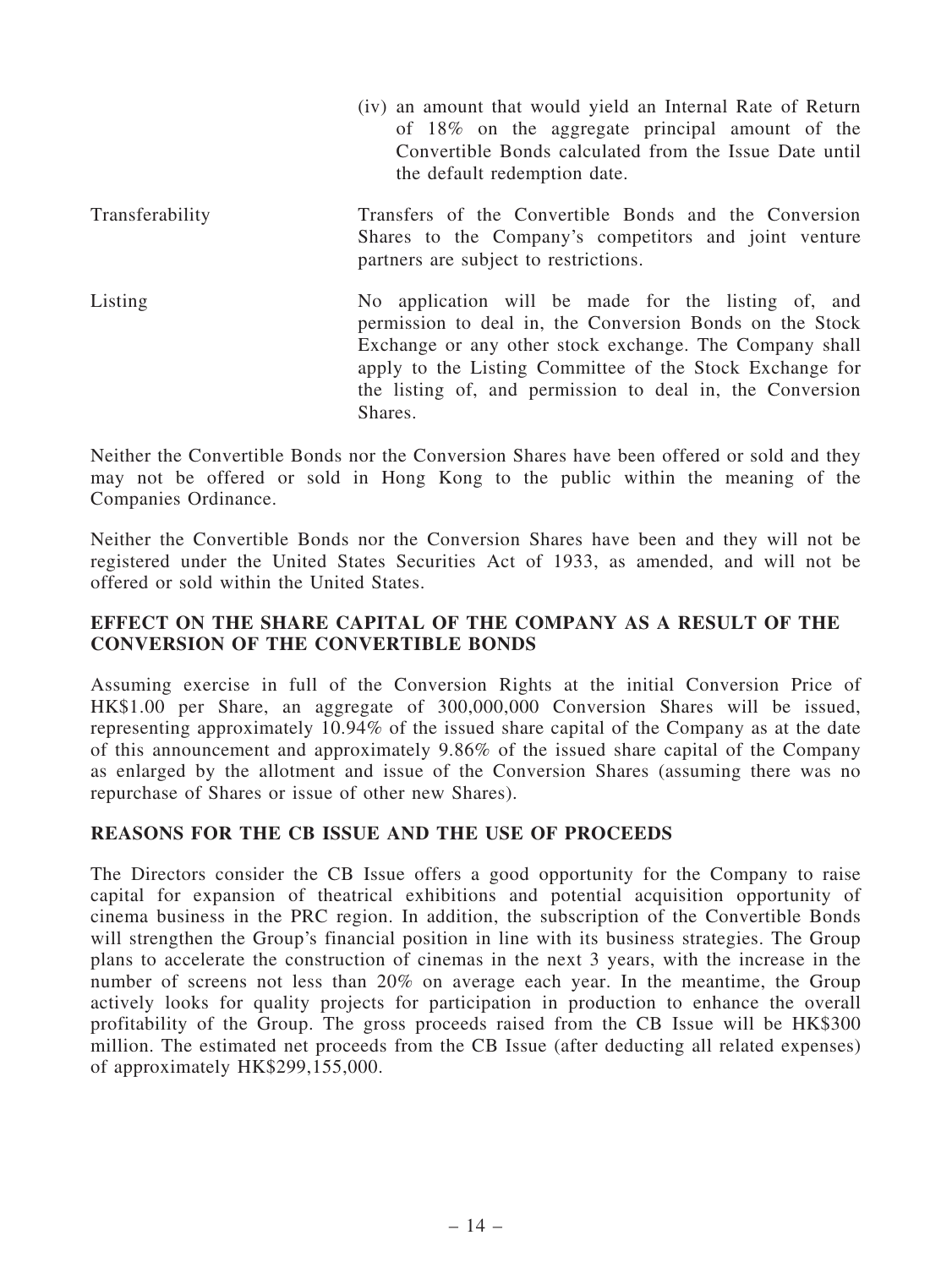(iv) an amount that would yield an Internal Rate of Return of 18% on the aggregate principal amount of the Convertible Bonds calculated from the Issue Date until the default redemption date.

| | |
|---|---|
| Transferability | Transfers of the Convertible Bonds and the Conversion Shares to the Company's competitors and joint venture partners are subject to restrictions. |
| Listing | No application will be made for the listing of, and permission to deal in, the Conversion Bonds on the Stock Exchange or any other stock exchange. The Company shall apply to the Listing Committee of the Stock Exchange for the listing of, and permission to deal in, the Conversion Shares. |

Neither the Convertible Bonds nor the Conversion Shares have been offered or sold and they may not be offered or sold in Hong Kong to the public within the meaning of the Companies Ordinance.

Neither the Convertible Bonds nor the Conversion Shares have been and they will not be registered under the United States Securities Act of 1933, as amended, and will not be offered or sold within the United States.

## EFFECT ON THE SHARE CAPITAL OF THE COMPANY AS A RESULT OF THE CONVERSION OF THE CONVERTIBLE BONDS

Assuming exercise in full of the Conversion Rights at the initial Conversion Price of HK$1.00 per Share, an aggregate of 300,000,000 Conversion Shares will be issued, representing approximately 10.94% of the issued share capital of the Company as at the date of this announcement and approximately 9.86% of the issued share capital of the Company as enlarged by the allotment and issue of the Conversion Shares (assuming there was no repurchase of Shares or issue of other new Shares).

## REASONS FOR THE CB ISSUE AND THE USE OF PROCEEDS

The Directors consider the CB Issue offers a good opportunity for the Company to raise capital for expansion of theatrical exhibitions and potential acquisition opportunity of cinema business in the PRC region. In addition, the subscription of the Convertible Bonds will strengthen the Group's financial position in line with its business strategies. The Group plans to accelerate the construction of cinemas in the next 3 years, with the increase in the number of screens not less than 20% on average each year. In the meantime, the Group actively looks for quality projects for participation in production to enhance the overall profitability of the Group. The gross proceeds raised from the CB Issue will be HK$300 million. The estimated net proceeds from the CB Issue (after deducting all related expenses) of approximately HK$299,155,000.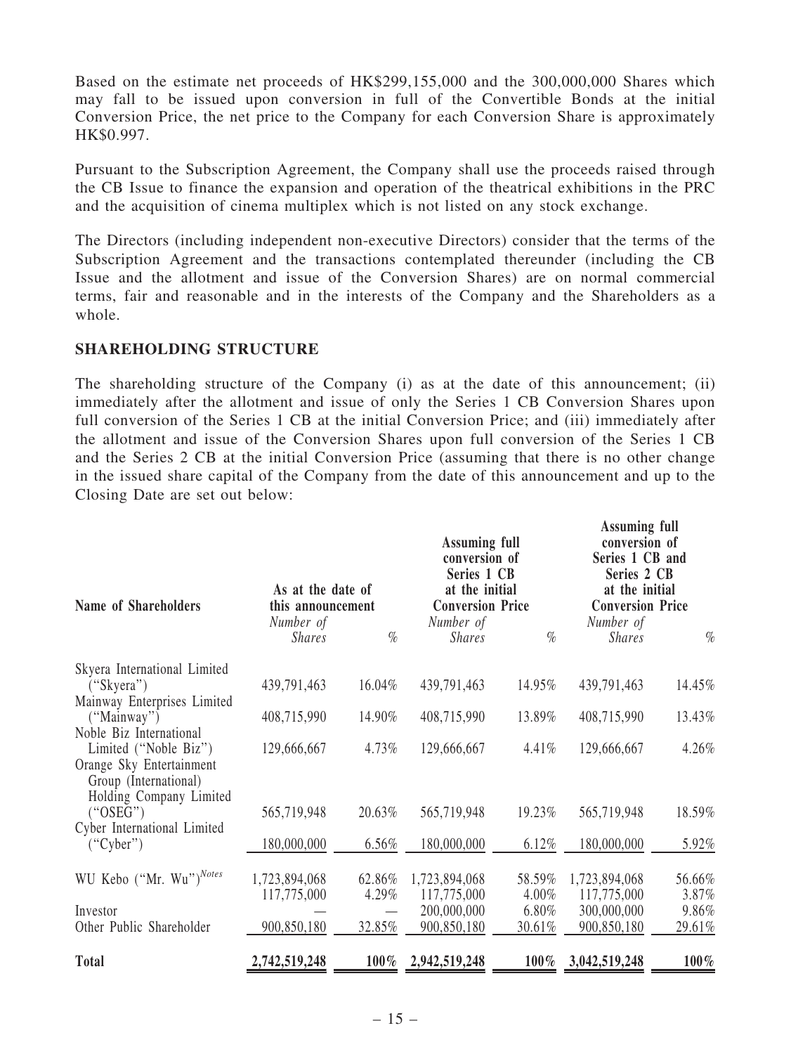Based on the estimate net proceeds of HK$299,155,000 and the 300,000,000 Shares which may fall to be issued upon conversion in full of the Convertible Bonds at the initial Conversion Price, the net price to the Company for each Conversion Share is approximately HK$0.997.

Pursuant to the Subscription Agreement, the Company shall use the proceeds raised through the CB Issue to finance the expansion and operation of the theatrical exhibitions in the PRC and the acquisition of cinema multiplex which is not listed on any stock exchange.

The Directors (including independent non-executive Directors) consider that the terms of the Subscription Agreement and the transactions contemplated thereunder (including the CB Issue and the allotment and issue of the Conversion Shares) are on normal commercial terms, fair and reasonable and in the interests of the Company and the Shareholders as a whole.

**SHAREHOLDING STRUCTURE**

The shareholding structure of the Company (i) as at the date of this announcement; (ii) immediately after the allotment and issue of only the Series 1 CB Conversion Shares upon full conversion of the Series 1 CB at the initial Conversion Price; and (iii) immediately after the allotment and issue of the Conversion Shares upon full conversion of the Series 1 CB and the Series 2 CB at the initial Conversion Price (assuming that there is no other change in the issued share capital of the Company from the date of this announcement and up to the Closing Date are set out below:

| Name of Shareholders | As at the date of this announcement | | Assuming full conversion of Series 1 CB at the initial Conversion Price | | Assuming full conversion of Series 1 CB and Series 2 CB at the initial Conversion Price | |
|---|---|---|---|---|---|---|
| | *Number of Shares* | *%* | *Number of Shares* | *%* | *Number of Shares* | *%* |
| Skyera International Limited ("Skyera") | 439,791,463 | 16.04% | 439,791,463 | 14.95% | 439,791,463 | 14.45% |
| Mainway Enterprises Limited ("Mainway") | 408,715,990 | 14.90% | 408,715,990 | 13.89% | 408,715,990 | 13.43% |
| Noble Biz International Limited ("Noble Biz") | 129,666,667 | 4.73% | 129,666,667 | 4.41% | 129,666,667 | 4.26% |
| Orange Sky Entertainment Group (International) Holding Company Limited ("OSEG") | 565,719,948 | 20.63% | 565,719,948 | 19.23% | 565,719,948 | 18.59% |
| Cyber International Limited ("Cyber") | 180,000,000 | 6.56% | 180,000,000 | 6.12% | 180,000,000 | 5.92% |
| | 1,723,894,068 | 62.86% | 1,723,894,068 | 58.59% | 1,723,894,068 | 56.66% |
| WU Kebo ("Mr. Wu")*Notes* | 117,775,000 | 4.29% | 117,775,000 | 4.00% | 117,775,000 | 3.87% |
| Investor | — | — | 200,000,000 | 6.80% | 300,000,000 | 9.86% |
| Other Public Shareholder | 900,850,180 | 32.85% | 900,850,180 | 30.61% | 900,850,180 | 29.61% |
| **Total** | **2,742,519,248** | **100%** | **2,942,519,248** | **100%** | **3,042,519,248** | **100%** |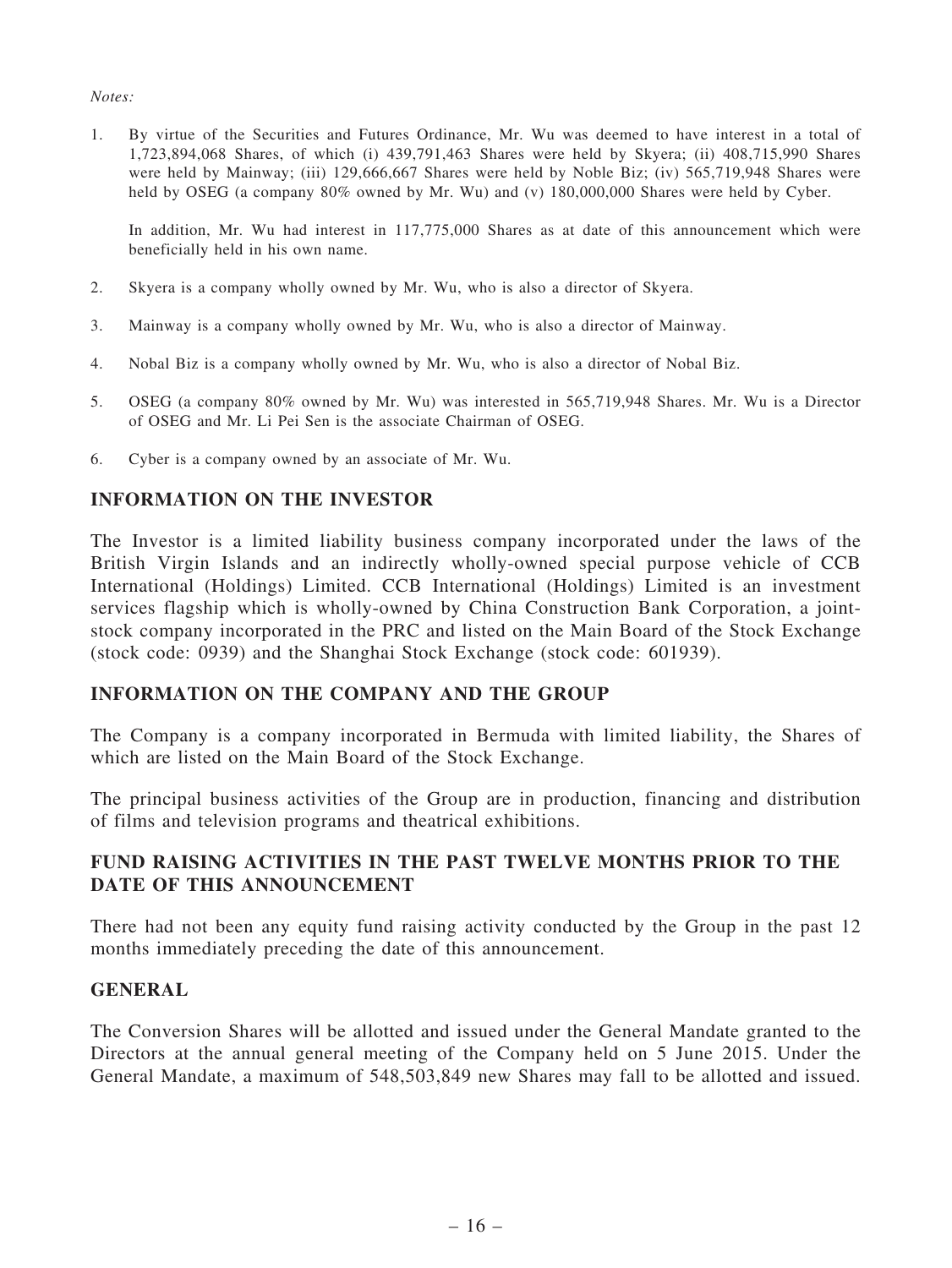*Notes:*

1. By virtue of the Securities and Futures Ordinance, Mr. Wu was deemed to have interest in a total of 1,723,894,068 Shares, of which (i) 439,791,463 Shares were held by Skyera; (ii) 408,715,990 Shares were held by Mainway; (iii) 129,666,667 Shares were held by Noble Biz; (iv) 565,719,948 Shares were held by OSEG (a company 80% owned by Mr. Wu) and (v) 180,000,000 Shares were held by Cyber.

   In addition, Mr. Wu had interest in 117,775,000 Shares as at date of this announcement which were beneficially held in his own name.

2. Skyera is a company wholly owned by Mr. Wu, who is also a director of Skyera.

3. Mainway is a company wholly owned by Mr. Wu, who is also a director of Mainway.

4. Nobal Biz is a company wholly owned by Mr. Wu, who is also a director of Nobal Biz.

5. OSEG (a company 80% owned by Mr. Wu) was interested in 565,719,948 Shares. Mr. Wu is a Director of OSEG and Mr. Li Pei Sen is the associate Chairman of OSEG.

6. Cyber is a company owned by an associate of Mr. Wu.

## INFORMATION ON THE INVESTOR

The Investor is a limited liability business company incorporated under the laws of the British Virgin Islands and an indirectly wholly-owned special purpose vehicle of CCB International (Holdings) Limited. CCB International (Holdings) Limited is an investment services flagship which is wholly-owned by China Construction Bank Corporation, a joint-stock company incorporated in the PRC and listed on the Main Board of the Stock Exchange (stock code: 0939) and the Shanghai Stock Exchange (stock code: 601939).

## INFORMATION ON THE COMPANY AND THE GROUP

The Company is a company incorporated in Bermuda with limited liability, the Shares of which are listed on the Main Board of the Stock Exchange.

The principal business activities of the Group are in production, financing and distribution of films and television programs and theatrical exhibitions.

## FUND RAISING ACTIVITIES IN THE PAST TWELVE MONTHS PRIOR TO THE DATE OF THIS ANNOUNCEMENT

There had not been any equity fund raising activity conducted by the Group in the past 12 months immediately preceding the date of this announcement.

## GENERAL

The Conversion Shares will be allotted and issued under the General Mandate granted to the Directors at the annual general meeting of the Company held on 5 June 2015. Under the General Mandate, a maximum of 548,503,849 new Shares may fall to be allotted and issued.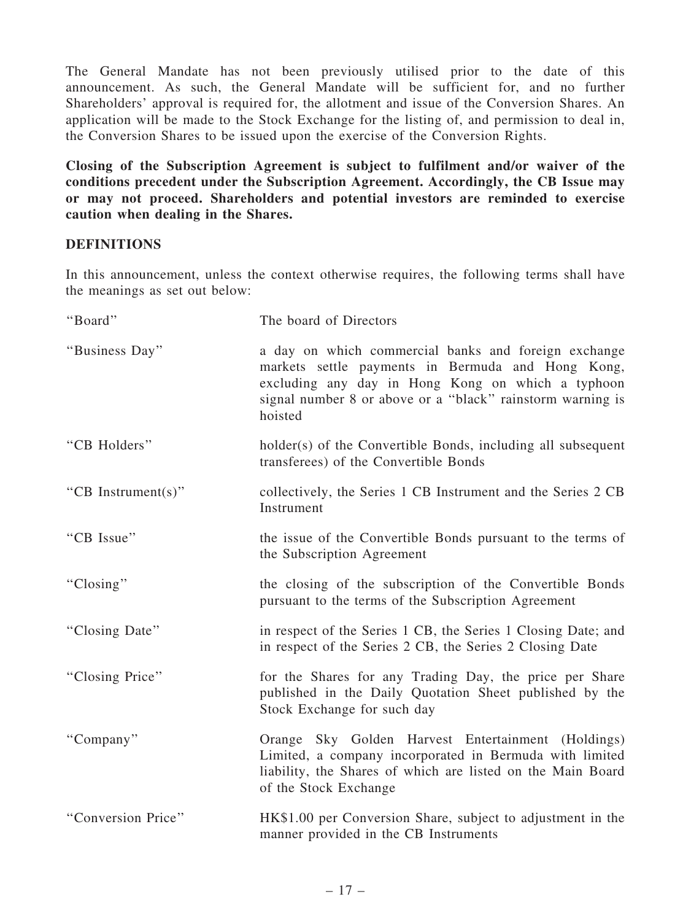The General Mandate has not been previously utilised prior to the date of this announcement. As such, the General Mandate will be sufficient for, and no further Shareholders' approval is required for, the allotment and issue of the Conversion Shares. An application will be made to the Stock Exchange for the listing of, and permission to deal in, the Conversion Shares to be issued upon the exercise of the Conversion Rights.

**Closing of the Subscription Agreement is subject to fulfilment and/or waiver of the conditions precedent under the Subscription Agreement. Accordingly, the CB Issue may or may not proceed. Shareholders and potential investors are reminded to exercise caution when dealing in the Shares.**

## DEFINITIONS

In this announcement, unless the context otherwise requires, the following terms shall have the meanings as set out below:

| | |
|---|---|
| "Board" | The board of Directors |
| "Business Day" | a day on which commercial banks and foreign exchange markets settle payments in Bermuda and Hong Kong, excluding any day in Hong Kong on which a typhoon signal number 8 or above or a "black" rainstorm warning is hoisted |
| "CB Holders" | holder(s) of the Convertible Bonds, including all subsequent transferees) of the Convertible Bonds |
| "CB Instrument(s)" | collectively, the Series 1 CB Instrument and the Series 2 CB Instrument |
| "CB Issue" | the issue of the Convertible Bonds pursuant to the terms of the Subscription Agreement |
| "Closing" | the closing of the subscription of the Convertible Bonds pursuant to the terms of the Subscription Agreement |
| "Closing Date" | in respect of the Series 1 CB, the Series 1 Closing Date; and in respect of the Series 2 CB, the Series 2 Closing Date |
| "Closing Price" | for the Shares for any Trading Day, the price per Share published in the Daily Quotation Sheet published by the Stock Exchange for such day |
| "Company" | Orange Sky Golden Harvest Entertainment (Holdings) Limited, a company incorporated in Bermuda with limited liability, the Shares of which are listed on the Main Board of the Stock Exchange |
| "Conversion Price" | HK$1.00 per Conversion Share, subject to adjustment in the manner provided in the CB Instruments |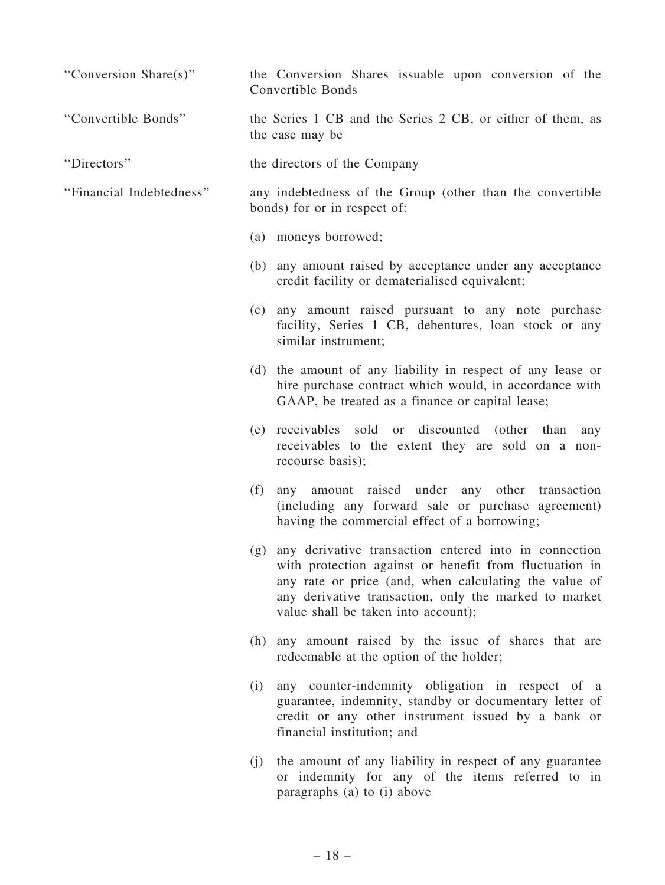| | |
|---|---|
| "Conversion Share(s)" | the Conversion Shares issuable upon conversion of the Convertible Bonds |
| "Convertible Bonds" | the Series 1 CB and the Series 2 CB, or either of them, as the case may be |
| "Directors" | the directors of the Company |
| "Financial Indebtedness" | any indebtedness of the Group (other than the convertible bonds) for or in respect of:<br><br>(a) moneys borrowed;<br><br>(b) any amount raised by acceptance under any acceptance credit facility or dematerialised equivalent;<br><br>(c) any amount raised pursuant to any note purchase facility, Series 1 CB, debentures, loan stock or any similar instrument;<br><br>(d) the amount of any liability in respect of any lease or hire purchase contract which would, in accordance with GAAP, be treated as a finance or capital lease;<br><br>(e) receivables sold or discounted (other than any receivables to the extent they are sold on a non-recourse basis);<br><br>(f) any amount raised under any other transaction (including any forward sale or purchase agreement) having the commercial effect of a borrowing;<br><br>(g) any derivative transaction entered into in connection with protection against or benefit from fluctuation in any rate or price (and, when calculating the value of any derivative transaction, only the marked to market value shall be taken into account);<br><br>(h) any amount raised by the issue of shares that are redeemable at the option of the holder;<br><br>(i) any counter-indemnity obligation in respect of a guarantee, indemnity, standby or documentary letter of credit or any other instrument issued by a bank or financial institution; and<br><br>(j) the amount of any liability in respect of any guarantee or indemnity for any of the items referred to in paragraphs (a) to (i) above |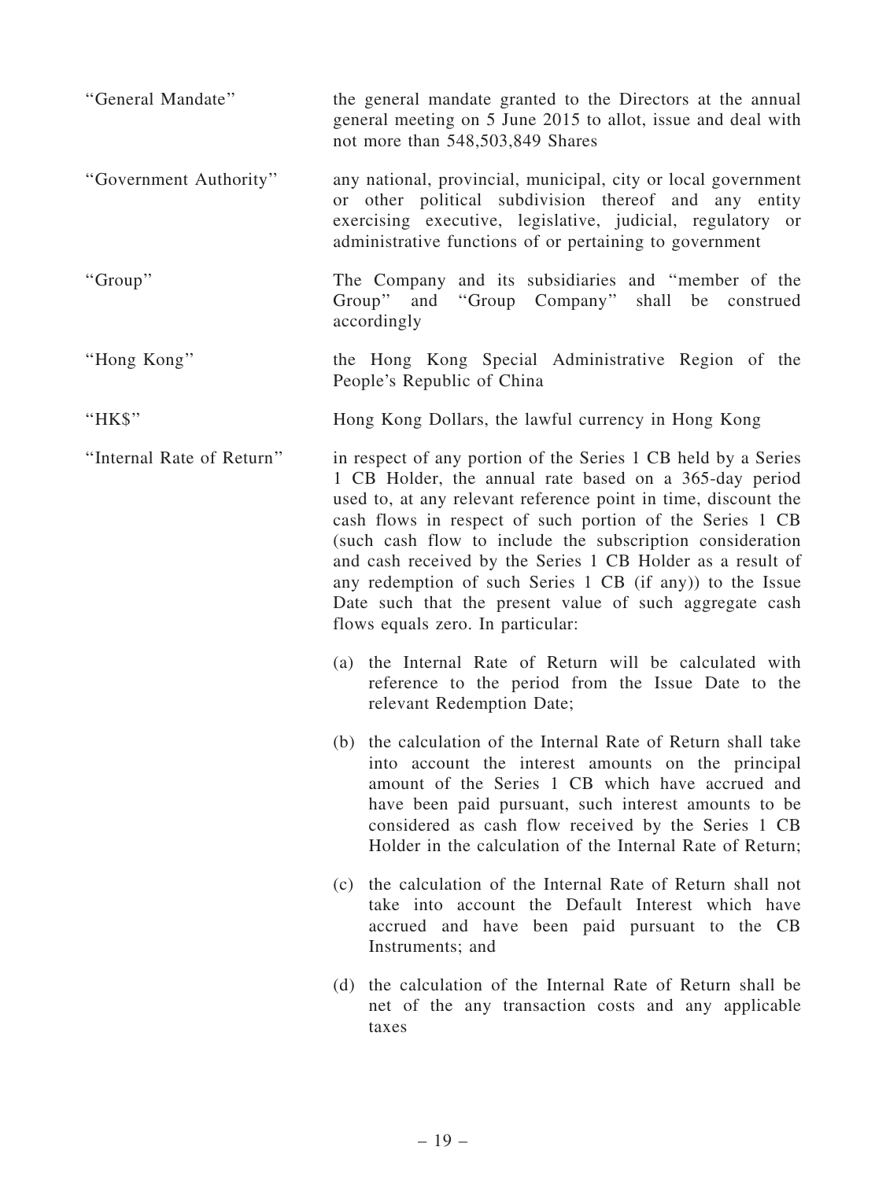| | |
|---|---|
| "General Mandate" | the general mandate granted to the Directors at the annual general meeting on 5 June 2015 to allot, issue and deal with not more than 548,503,849 Shares |
| "Government Authority" | any national, provincial, municipal, city or local government or other political subdivision thereof and any entity exercising executive, legislative, judicial, regulatory or administrative functions of or pertaining to government |
| "Group" | The Company and its subsidiaries and "member of the Group" and "Group Company" shall be construed accordingly |
| "Hong Kong" | the Hong Kong Special Administrative Region of the People's Republic of China |
| "HK$" | Hong Kong Dollars, the lawful currency in Hong Kong |
| "Internal Rate of Return" | in respect of any portion of the Series 1 CB held by a Series 1 CB Holder, the annual rate based on a 365-day period used to, at any relevant reference point in time, discount the cash flows in respect of such portion of the Series 1 CB (such cash flow to include the subscription consideration and cash received by the Series 1 CB Holder as a result of any redemption of such Series 1 CB (if any)) to the Issue Date such that the present value of such aggregate cash flows equals zero. In particular:<br><br>(a) the Internal Rate of Return will be calculated with reference to the period from the Issue Date to the relevant Redemption Date;<br><br>(b) the calculation of the Internal Rate of Return shall take into account the interest amounts on the principal amount of the Series 1 CB which have accrued and have been paid pursuant, such interest amounts to be considered as cash flow received by the Series 1 CB Holder in the calculation of the Internal Rate of Return;<br><br>(c) the calculation of the Internal Rate of Return shall not take into account the Default Interest which have accrued and have been paid pursuant to the CB Instruments; and<br><br>(d) the calculation of the Internal Rate of Return shall be net of the any transaction costs and any applicable taxes |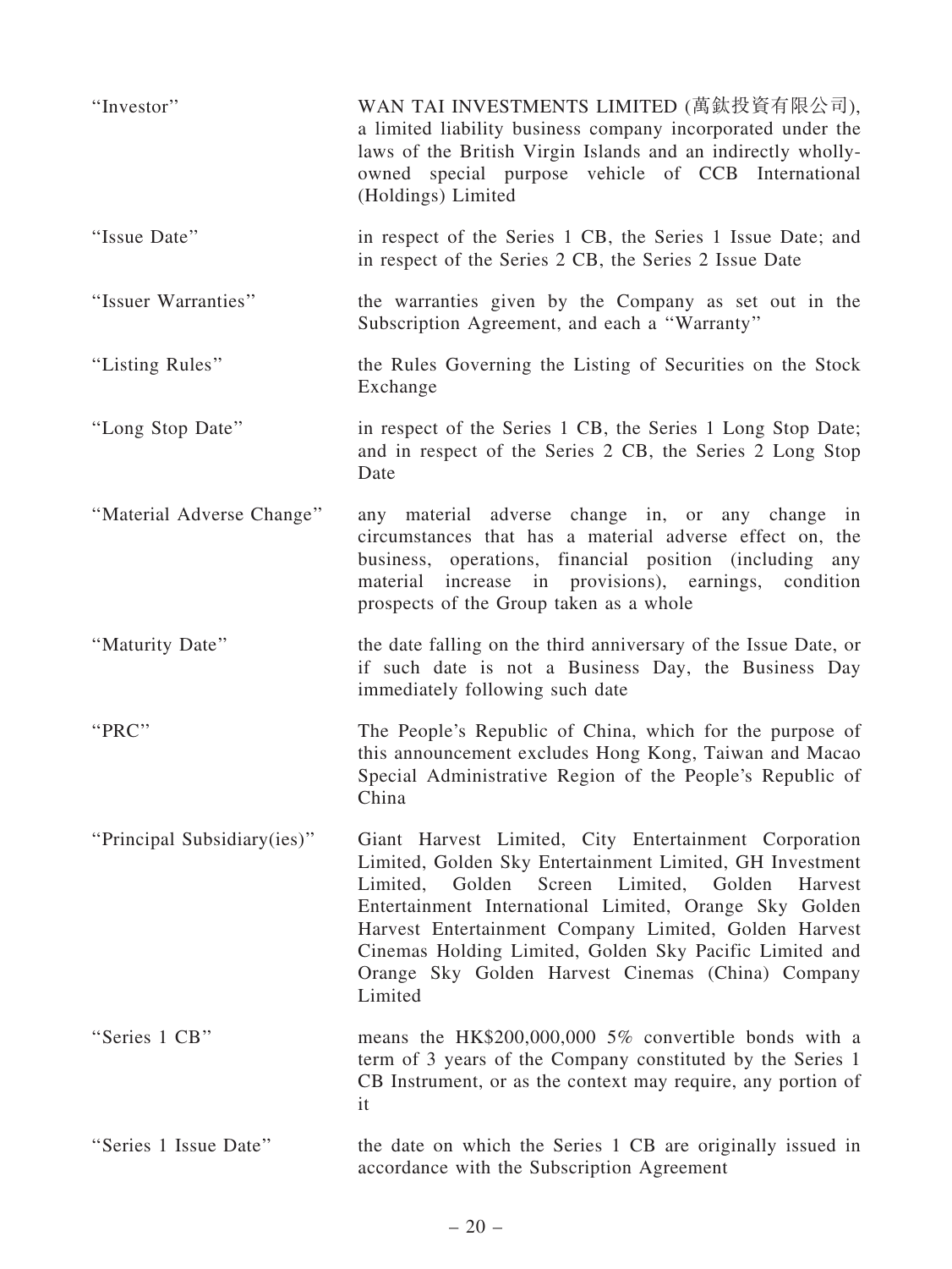| | |
|---|---|
| "Investor" | WAN TAI INVESTMENTS LIMITED (萬鈦投資有限公司), a limited liability business company incorporated under the laws of the British Virgin Islands and an indirectly wholly-owned special purpose vehicle of CCB International (Holdings) Limited |
| "Issue Date" | in respect of the Series 1 CB, the Series 1 Issue Date; and in respect of the Series 2 CB, the Series 2 Issue Date |
| "Issuer Warranties" | the warranties given by the Company as set out in the Subscription Agreement, and each a "Warranty" |
| "Listing Rules" | the Rules Governing the Listing of Securities on the Stock Exchange |
| "Long Stop Date" | in respect of the Series 1 CB, the Series 1 Long Stop Date; and in respect of the Series 2 CB, the Series 2 Long Stop Date |
| "Material Adverse Change" | any material adverse change in, or any change in circumstances that has a material adverse effect on, the business, operations, financial position (including any material increase in provisions), earnings, condition prospects of the Group taken as a whole |
| "Maturity Date" | the date falling on the third anniversary of the Issue Date, or if such date is not a Business Day, the Business Day immediately following such date |
| "PRC" | The People's Republic of China, which for the purpose of this announcement excludes Hong Kong, Taiwan and Macao Special Administrative Region of the People's Republic of China |
| "Principal Subsidiary(ies)" | Giant Harvest Limited, City Entertainment Corporation Limited, Golden Sky Entertainment Limited, GH Investment Limited, Golden Screen Limited, Golden Harvest Entertainment International Limited, Orange Sky Golden Harvest Entertainment Company Limited, Golden Harvest Cinemas Holding Limited, Golden Sky Pacific Limited and Orange Sky Golden Harvest Cinemas (China) Company Limited |
| "Series 1 CB" | means the HK$200,000,000 5% convertible bonds with a term of 3 years of the Company constituted by the Series 1 CB Instrument, or as the context may require, any portion of it |
| "Series 1 Issue Date" | the date on which the Series 1 CB are originally issued in accordance with the Subscription Agreement |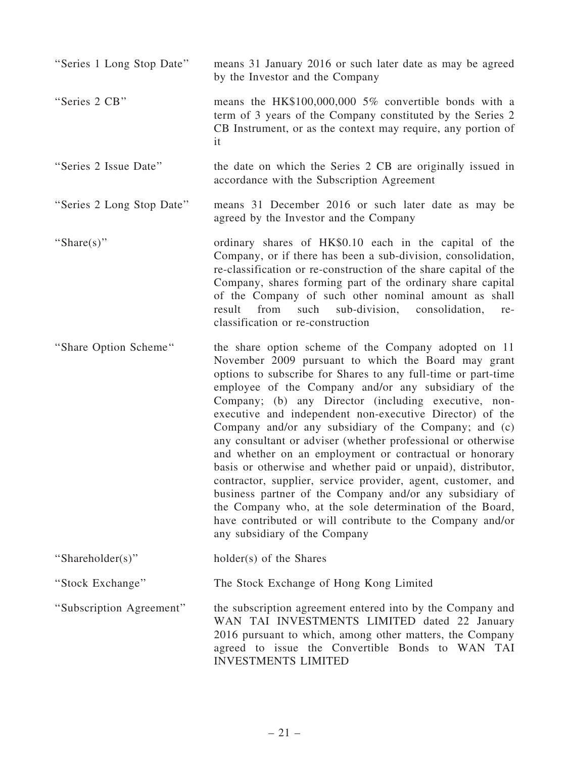| | |
|---|---|
| "Series 1 Long Stop Date" | means 31 January 2016 or such later date as may be agreed by the Investor and the Company |
| "Series 2 CB" | means the HK$100,000,000 5% convertible bonds with a term of 3 years of the Company constituted by the Series 2 CB Instrument, or as the context may require, any portion of it |
| "Series 2 Issue Date" | the date on which the Series 2 CB are originally issued in accordance with the Subscription Agreement |
| "Series 2 Long Stop Date" | means 31 December 2016 or such later date as may be agreed by the Investor and the Company |
| "Share(s)" | ordinary shares of HK$0.10 each in the capital of the Company, or if there has been a sub-division, consolidation, re-classification or re-construction of the share capital of the Company, shares forming part of the ordinary share capital of the Company of such other nominal amount as shall result from such sub-division, consolidation, re-classification or re-construction |
| "Share Option Scheme" | the share option scheme of the Company adopted on 11 November 2009 pursuant to which the Board may grant options to subscribe for Shares to any full-time or part-time employee of the Company and/or any subsidiary of the Company; (b) any Director (including executive, non-executive and independent non-executive Director) of the Company and/or any subsidiary of the Company; and (c) any consultant or adviser (whether professional or otherwise and whether on an employment or contractual or honorary basis or otherwise and whether paid or unpaid), distributor, contractor, supplier, service provider, agent, customer, and business partner of the Company and/or any subsidiary of the Company who, at the sole determination of the Board, have contributed or will contribute to the Company and/or any subsidiary of the Company |
| "Shareholder(s)" | holder(s) of the Shares |
| "Stock Exchange" | The Stock Exchange of Hong Kong Limited |
| "Subscription Agreement" | the subscription agreement entered into by the Company and WAN TAI INVESTMENTS LIMITED dated 22 January 2016 pursuant to which, among other matters, the Company agreed to issue the Convertible Bonds to WAN TAI INVESTMENTS LIMITED |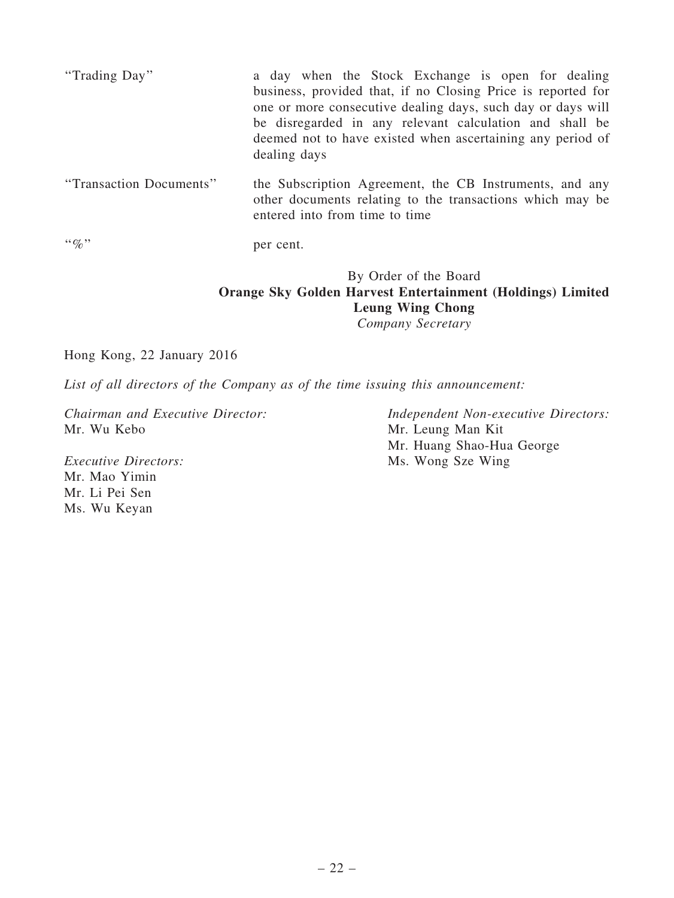| | |
|---|---|
| "Trading Day" | a day when the Stock Exchange is open for dealing business, provided that, if no Closing Price is reported for one or more consecutive dealing days, such day or days will be disregarded in any relevant calculation and shall be deemed not to have existed when ascertaining any period of dealing days |
| "Transaction Documents" | the Subscription Agreement, the CB Instruments, and any other documents relating to the transactions which may be entered into from time to time |
| "%" | per cent. |

By Order of the Board
**Orange Sky Golden Harvest Entertainment (Holdings) Limited**
**Leung Wing Chong**
*Company Secretary*

Hong Kong, 22 January 2016

*List of all directors of the Company as of the time issuing this announcement:*

*Chairman and Executive Director:*
Mr. Wu Kebo

*Executive Directors:*
Mr. Mao Yimin
Mr. Li Pei Sen
Ms. Wu Keyan

*Independent Non-executive Directors:*
Mr. Leung Man Kit
Mr. Huang Shao-Hua George
Ms. Wong Sze Wing